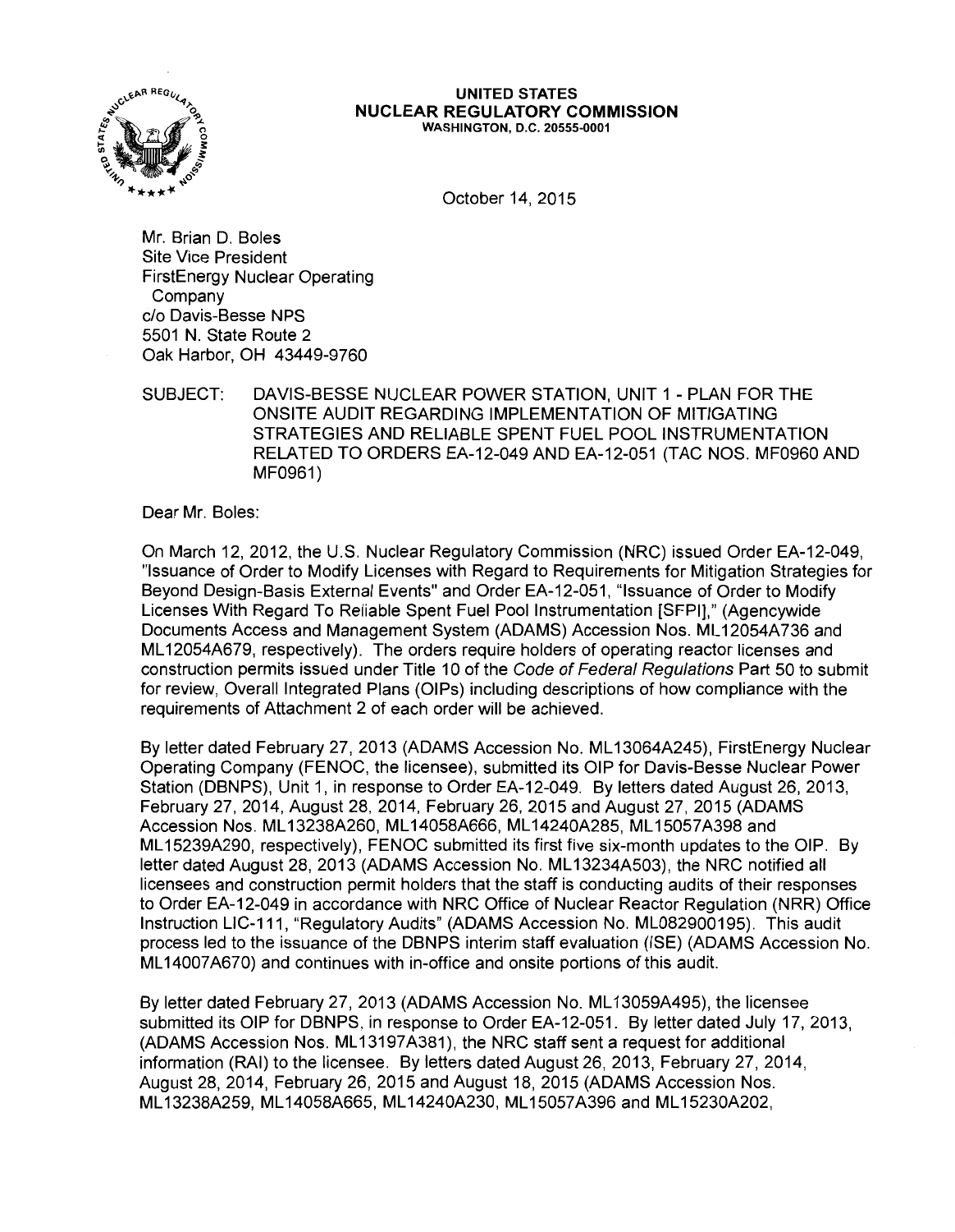**UNITED STATES**
**NUCLEAR REGULATORY COMMISSION**
WASHINGTON, D.C. 20555-0001

October 14, 2015

Mr. Brian D. Boles
Site Vice President
FirstEnergy Nuclear Operating Company
c/o Davis-Besse NPS
5501 N. State Route 2
Oak Harbor, OH 43449-9760

SUBJECT: DAVIS-BESSE NUCLEAR POWER STATION, UNIT 1 - PLAN FOR THE ONSITE AUDIT REGARDING IMPLEMENTATION OF MITIGATING STRATEGIES AND RELIABLE SPENT FUEL POOL INSTRUMENTATION RELATED TO ORDERS EA-12-049 AND EA-12-051 (TAC NOS. MF0960 AND MF0961)

Dear Mr. Boles:

On March 12, 2012, the U.S. Nuclear Regulatory Commission (NRC) issued Order EA-12-049, "Issuance of Order to Modify Licenses with Regard to Requirements for Mitigation Strategies for Beyond Design-Basis External Events" and Order EA-12-051, "Issuance of Order to Modify Licenses With Regard To Reliable Spent Fuel Pool Instrumentation [SFPI]," (Agencywide Documents Access and Management System (ADAMS) Accession Nos. ML12054A736 and ML12054A679, respectively). The orders require holders of operating reactor licenses and construction permits issued under Title 10 of the *Code of Federal Regulations* Part 50 to submit for review, Overall Integrated Plans (OIPs) including descriptions of how compliance with the requirements of Attachment 2 of each order will be achieved.

By letter dated February 27, 2013 (ADAMS Accession No. ML13064A245), FirstEnergy Nuclear Operating Company (FENOC, the licensee), submitted its OIP for Davis-Besse Nuclear Power Station (DBNPS), Unit 1, in response to Order EA-12-049. By letters dated August 26, 2013, February 27, 2014, August 28, 2014, February 26, 2015 and August 27, 2015 (ADAMS Accession Nos. ML13238A260, ML14058A666, ML14240A285, ML15057A398 and ML15239A290, respectively), FENOC submitted its first five six-month updates to the OIP. By letter dated August 28, 2013 (ADAMS Accession No. ML13234A503), the NRC notified all licensees and construction permit holders that the staff is conducting audits of their responses to Order EA-12-049 in accordance with NRC Office of Nuclear Reactor Regulation (NRR) Office Instruction LIC-111, "Regulatory Audits" (ADAMS Accession No. ML082900195). This audit process led to the issuance of the DBNPS interim staff evaluation (ISE) (ADAMS Accession No. ML14007A670) and continues with in-office and onsite portions of this audit.

By letter dated February 27, 2013 (ADAMS Accession No. ML13059A495), the licensee submitted its OIP for DBNPS, in response to Order EA-12-051. By letter dated July 17, 2013, (ADAMS Accession Nos. ML13197A381), the NRC staff sent a request for additional information (RAI) to the licensee. By letters dated August 26, 2013, February 27, 2014, August 28, 2014, February 26, 2015 and August 18, 2015 (ADAMS Accession Nos. ML13238A259, ML14058A665, ML14240A230, ML15057A396 and ML15230A202,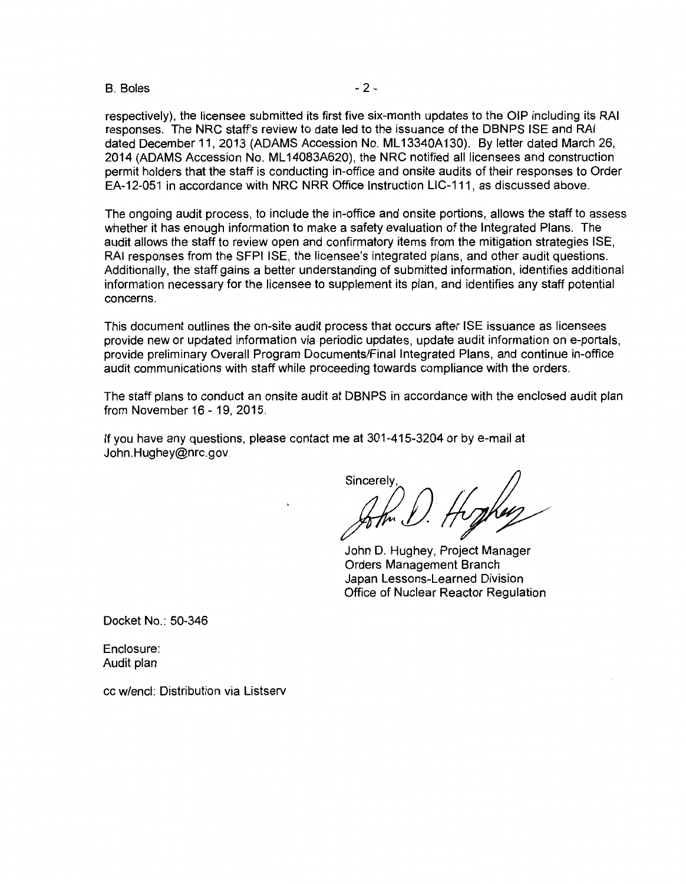respectively), the licensee submitted its first five six-month updates to the OIP including its RAI responses. The NRC staff's review to date led to the issuance of the DBNPS ISE and RAI dated December 11, 2013 (ADAMS Accession No. ML13340A130). By letter dated March 26, 2014 (ADAMS Accession No. ML14083A620), the NRC notified all licensees and construction permit holders that the staff is conducting in-office and onsite audits of their responses to Order EA-12-051 in accordance with NRC NRR Office Instruction LIC-111, as discussed above.

The ongoing audit process, to include the in-office and onsite portions, allows the staff to assess whether it has enough information to make a safety evaluation of the Integrated Plans. The audit allows the staff to review open and confirmatory items from the mitigation strategies ISE, RAI responses from the SFPI ISE, the licensee's integrated plans, and other audit questions. Additionally, the staff gains a better understanding of submitted information, identifies additional information necessary for the licensee to supplement its plan, and identifies any staff potential concerns.

This document outlines the on-site audit process that occurs after ISE issuance as licensees provide new or updated information via periodic updates, update audit information on e-portals, provide preliminary Overall Program Documents/Final Integrated Plans, and continue in-office audit communications with staff while proceeding towards compliance with the orders.

The staff plans to conduct an onsite audit at DBNPS in accordance with the enclosed audit plan from November 16 - 19, 2015.

If you have any questions, please contact me at 301-415-3204 or by e-mail at John.Hughey@nrc.gov.

Sincerely,

John D. Hughey, Project Manager
Orders Management Branch
Japan Lessons-Learned Division
Office of Nuclear Reactor Regulation

Docket No.: 50-346

Enclosure:
Audit plan

cc w/encl: Distribution via Listserv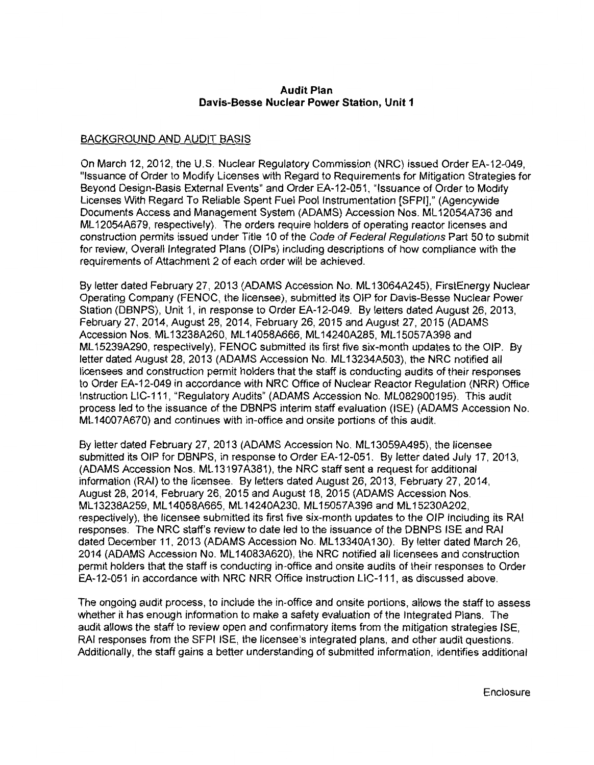**Audit Plan**
**Davis-Besse Nuclear Power Station, Unit 1**

BACKGROUND AND AUDIT BASIS

On March 12, 2012, the U.S. Nuclear Regulatory Commission (NRC) issued Order EA-12-049, "Issuance of Order to Modify Licenses with Regard to Requirements for Mitigation Strategies for Beyond Design-Basis External Events" and Order EA-12-051, "Issuance of Order to Modify Licenses With Regard To Reliable Spent Fuel Pool Instrumentation [SFPI]," (Agencywide Documents Access and Management System (ADAMS) Accession Nos. ML12054A736 and ML12054A679, respectively). The orders require holders of operating reactor licenses and construction permits issued under Title 10 of the *Code of Federal Regulations* Part 50 to submit for review, Overall Integrated Plans (OIPs) including descriptions of how compliance with the requirements of Attachment 2 of each order will be achieved.

By letter dated February 27, 2013 (ADAMS Accession No. ML13064A245), FirstEnergy Nuclear Operating Company (FENOC, the licensee), submitted its OIP for Davis-Besse Nuclear Power Station (DBNPS), Unit 1, in response to Order EA-12-049. By letters dated August 26, 2013, February 27, 2014, August 28, 2014, February 26, 2015 and August 27, 2015 (ADAMS Accession Nos. ML13238A260, ML14058A666, ML14240A285, ML15057A398 and ML15239A290, respectively), FENOC submitted its first five six-month updates to the OIP. By letter dated August 28, 2013 (ADAMS Accession No. ML13234A503), the NRC notified all licensees and construction permit holders that the staff is conducting audits of their responses to Order EA-12-049 in accordance with NRC Office of Nuclear Reactor Regulation (NRR) Office Instruction LIC-111, "Regulatory Audits" (ADAMS Accession No. ML082900195). This audit process led to the issuance of the DBNPS interim staff evaluation (ISE) (ADAMS Accession No. ML14007A670) and continues with in-office and onsite portions of this audit.

By letter dated February 27, 2013 (ADAMS Accession No. ML13059A495), the licensee submitted its OIP for DBNPS, in response to Order EA-12-051. By letter dated July 17, 2013, (ADAMS Accession Nos. ML13197A381), the NRC staff sent a request for additional information (RAI) to the licensee. By letters dated August 26, 2013, February 27, 2014, August 28, 2014, February 26, 2015 and August 18, 2015 (ADAMS Accession Nos. ML13238A259, ML14058A665, ML14240A230, ML15057A396 and ML15230A202, respectively), the licensee submitted its first five six-month updates to the OIP including its RAI responses. The NRC staff's review to date led to the issuance of the DBNPS ISE and RAI dated December 11, 2013 (ADAMS Accession No. ML13340A130). By letter dated March 26, 2014 (ADAMS Accession No. ML14083A620), the NRC notified all licensees and construction permit holders that the staff is conducting in-office and onsite audits of their responses to Order EA-12-051 in accordance with NRC NRR Office Instruction LIC-111, as discussed above.

The ongoing audit process, to include the in-office and onsite portions, allows the staff to assess whether it has enough information to make a safety evaluation of the Integrated Plans. The audit allows the staff to review open and confirmatory items from the mitigation strategies ISE, RAI responses from the SFPI ISE, the licensee's integrated plans, and other audit questions. Additionally, the staff gains a better understanding of submitted information, identifies additional

Enclosure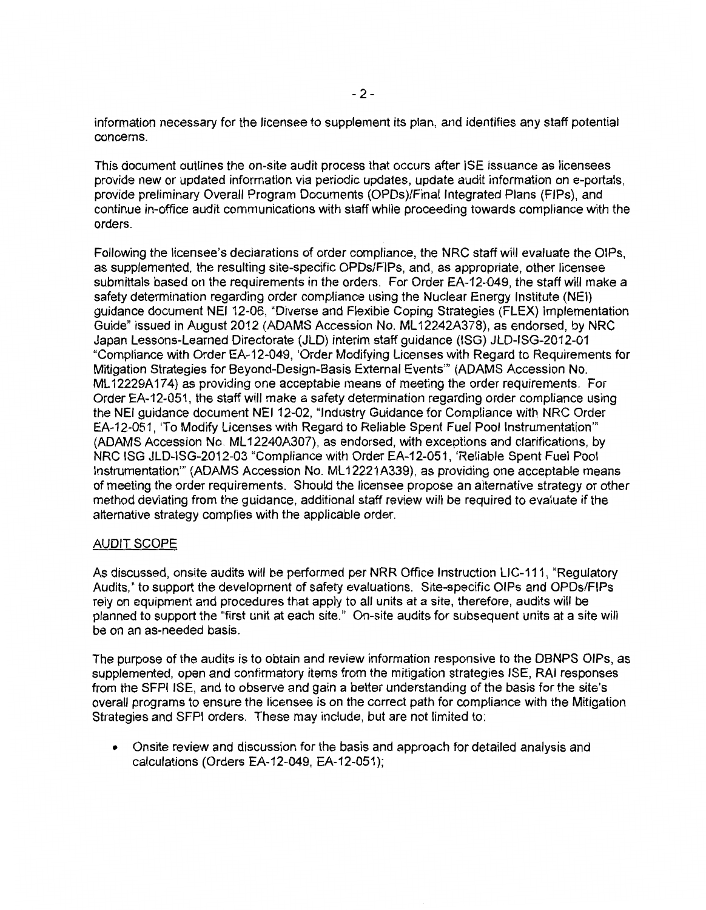information necessary for the licensee to supplement its plan, and identifies any staff potential concerns.

This document outlines the on-site audit process that occurs after ISE issuance as licensees provide new or updated information via periodic updates, update audit information on e-portals, provide preliminary Overall Program Documents (OPDs)/Final Integrated Plans (FIPs), and continue in-office audit communications with staff while proceeding towards compliance with the orders.

Following the licensee's declarations of order compliance, the NRC staff will evaluate the OIPs, as supplemented, the resulting site-specific OPDs/FIPs, and, as appropriate, other licensee submittals based on the requirements in the orders. For Order EA-12-049, the staff will make a safety determination regarding order compliance using the Nuclear Energy Institute (NEI) guidance document NEI 12-06, "Diverse and Flexible Coping Strategies (FLEX) Implementation Guide" issued in August 2012 (ADAMS Accession No. ML12242A378), as endorsed, by NRC Japan Lessons-Learned Directorate (JLD) interim staff guidance (ISG) JLD-ISG-2012-01 "Compliance with Order EA-12-049, 'Order Modifying Licenses with Regard to Requirements for Mitigation Strategies for Beyond-Design-Basis External Events'" (ADAMS Accession No. ML12229A174) as providing one acceptable means of meeting the order requirements. For Order EA-12-051, the staff will make a safety determination regarding order compliance using the NEI guidance document NEI 12-02, "Industry Guidance for Compliance with NRC Order EA-12-051, 'To Modify Licenses with Regard to Reliable Spent Fuel Pool Instrumentation'" (ADAMS Accession No. ML12240A307), as endorsed, with exceptions and clarifications, by NRC ISG JLD-ISG-2012-03 "Compliance with Order EA-12-051, 'Reliable Spent Fuel Pool Instrumentation'" (ADAMS Accession No. ML12221A339), as providing one acceptable means of meeting the order requirements. Should the licensee propose an alternative strategy or other method deviating from the guidance, additional staff review will be required to evaluate if the alternative strategy complies with the applicable order.

AUDIT SCOPE

As discussed, onsite audits will be performed per NRR Office Instruction LIC-111, "Regulatory Audits," to support the development of safety evaluations. Site-specific OIPs and OPDs/FIPs rely on equipment and procedures that apply to all units at a site, therefore, audits will be planned to support the "first unit at each site." On-site audits for subsequent units at a site will be on an as-needed basis.

The purpose of the audits is to obtain and review information responsive to the DBNPS OIPs, as supplemented, open and confirmatory items from the mitigation strategies ISE, RAI responses from the SFPI ISE, and to observe and gain a better understanding of the basis for the site's overall programs to ensure the licensee is on the correct path for compliance with the Mitigation Strategies and SFPI orders. These may include, but are not limited to:

- Onsite review and discussion for the basis and approach for detailed analysis and calculations (Orders EA-12-049, EA-12-051);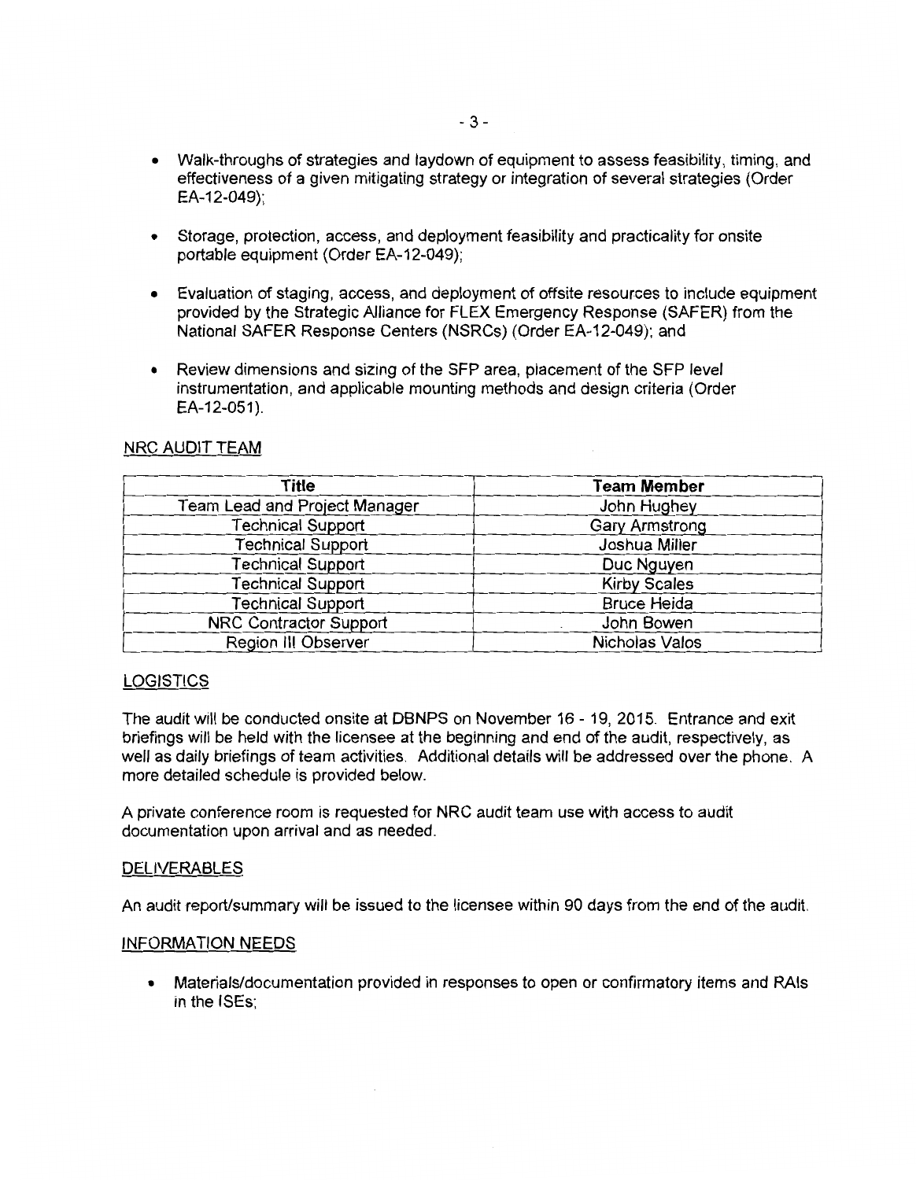- Walk-throughs of strategies and laydown of equipment to assess feasibility, timing, and effectiveness of a given mitigating strategy or integration of several strategies (Order EA-12-049);

- Storage, protection, access, and deployment feasibility and practicality for onsite portable equipment (Order EA-12-049);

- Evaluation of staging, access, and deployment of offsite resources to include equipment provided by the Strategic Alliance for FLEX Emergency Response (SAFER) from the National SAFER Response Centers (NSRCs) (Order EA-12-049); and

- Review dimensions and sizing of the SFP area, placement of the SFP level instrumentation, and applicable mounting methods and design criteria (Order EA-12-051).

NRC AUDIT TEAM

| Title | Team Member |
| --- | --- |
| Team Lead and Project Manager | John Hughey |
| Technical Support | Gary Armstrong |
| Technical Support | Joshua Miller |
| Technical Support | Duc Nguyen |
| Technical Support | Kirby Scales |
| Technical Support | Bruce Heida |
| NRC Contractor Support | John Bowen |
| Region III Observer | Nicholas Valos |

LOGISTICS

The audit will be conducted onsite at DBNPS on November 16 - 19, 2015. Entrance and exit briefings will be held with the licensee at the beginning and end of the audit, respectively, as well as daily briefings of team activities. Additional details will be addressed over the phone. A more detailed schedule is provided below.

A private conference room is requested for NRC audit team use with access to audit documentation upon arrival and as needed.

DELIVERABLES

An audit report/summary will be issued to the licensee within 90 days from the end of the audit.

INFORMATION NEEDS

- Materials/documentation provided in responses to open or confirmatory items and RAIs in the ISEs;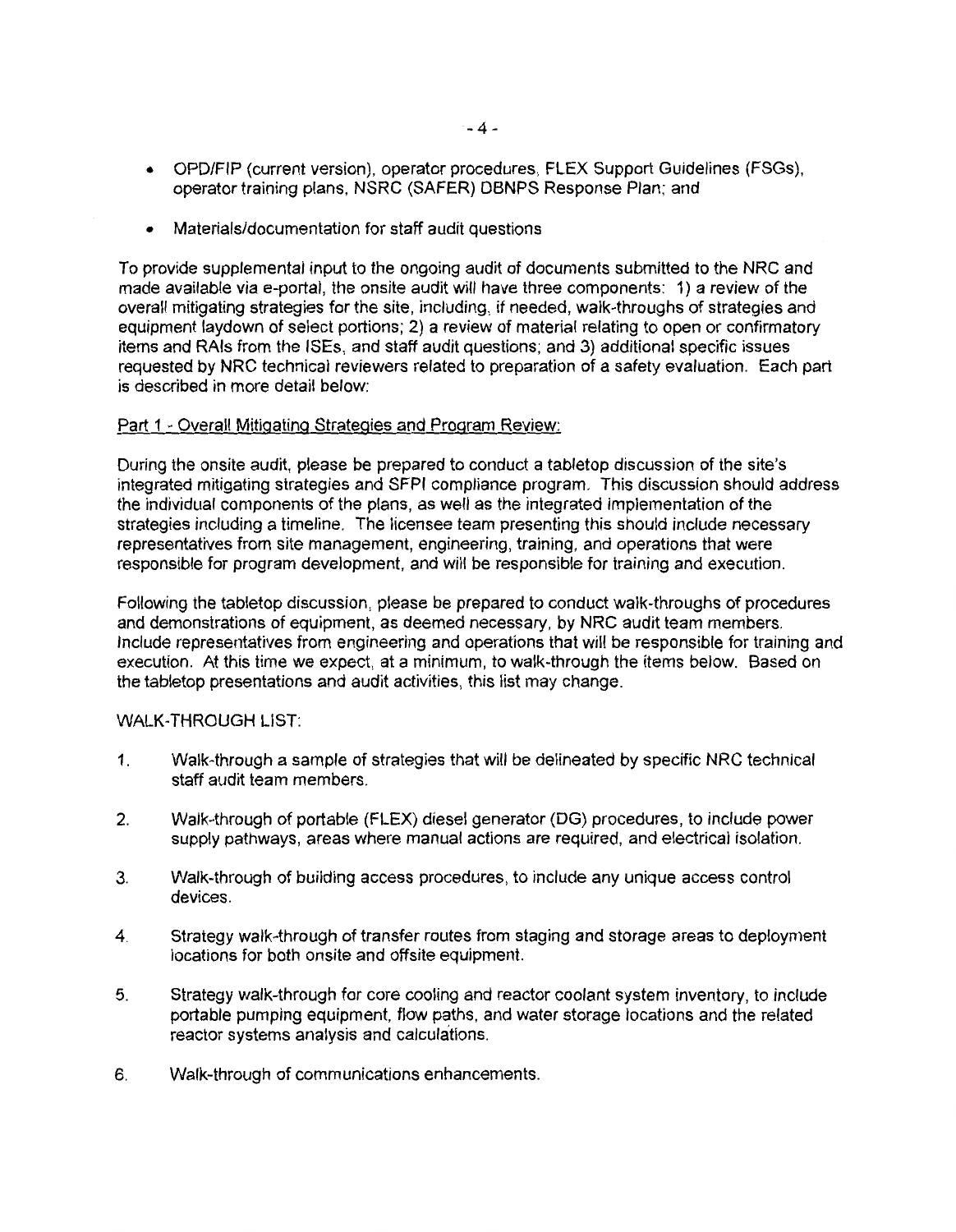- OPD/FIP (current version), operator procedures, FLEX Support Guidelines (FSGs), operator training plans, NSRC (SAFER) DBNPS Response Plan; and
- Materials/documentation for staff audit questions

To provide supplemental input to the ongoing audit of documents submitted to the NRC and made available via e-portal, the onsite audit will have three components: 1) a review of the overall mitigating strategies for the site, including, if needed, walk-throughs of strategies and equipment laydown of select portions; 2) a review of material relating to open or confirmatory items and RAIs from the ISEs, and staff audit questions; and 3) additional specific issues requested by NRC technical reviewers related to preparation of a safety evaluation. Each part is described in more detail below:

Part 1 - Overall Mitigating Strategies and Program Review:

During the onsite audit, please be prepared to conduct a tabletop discussion of the site's integrated mitigating strategies and SFPI compliance program. This discussion should address the individual components of the plans, as well as the integrated implementation of the strategies including a timeline. The licensee team presenting this should include necessary representatives from site management, engineering, training, and operations that were responsible for program development, and will be responsible for training and execution.

Following the tabletop discussion, please be prepared to conduct walk-throughs of procedures and demonstrations of equipment, as deemed necessary, by NRC audit team members. Include representatives from engineering and operations that will be responsible for training and execution. At this time we expect, at a minimum, to walk-through the items below. Based on the tabletop presentations and audit activities, this list may change.

WALK-THROUGH LIST:

1. Walk-through a sample of strategies that will be delineated by specific NRC technical staff audit team members.
2. Walk-through of portable (FLEX) diesel generator (DG) procedures, to include power supply pathways, areas where manual actions are required, and electrical isolation.
3. Walk-through of building access procedures, to include any unique access control devices.
4. Strategy walk-through of transfer routes from staging and storage areas to deployment locations for both onsite and offsite equipment.
5. Strategy walk-through for core cooling and reactor coolant system inventory, to include portable pumping equipment, flow paths, and water storage locations and the related reactor systems analysis and calculations.
6. Walk-through of communications enhancements.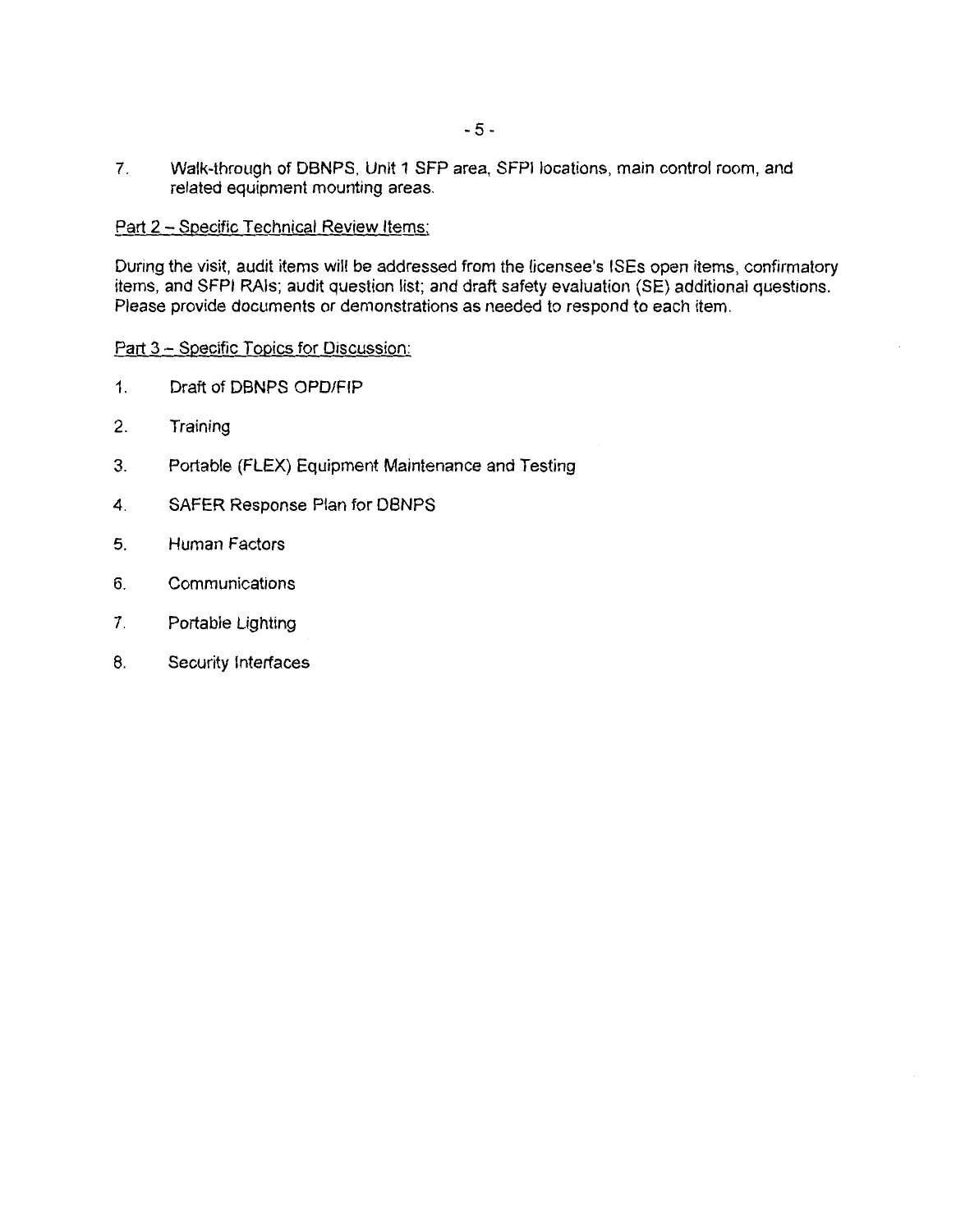7. Walk-through of DBNPS, Unit 1 SFP area, SFPI locations, main control room, and related equipment mounting areas.

Part 2 – Specific Technical Review Items:

During the visit, audit items will be addressed from the licensee's ISEs open items, confirmatory items, and SFPI RAIs; audit question list; and draft safety evaluation (SE) additional questions. Please provide documents or demonstrations as needed to respond to each item.

Part 3 – Specific Topics for Discussion:

1. Draft of DBNPS OPD/FIP
2. Training
3. Portable (FLEX) Equipment Maintenance and Testing
4. SAFER Response Plan for DBNPS
5. Human Factors
6. Communications
7. Portable Lighting
8. Security Interfaces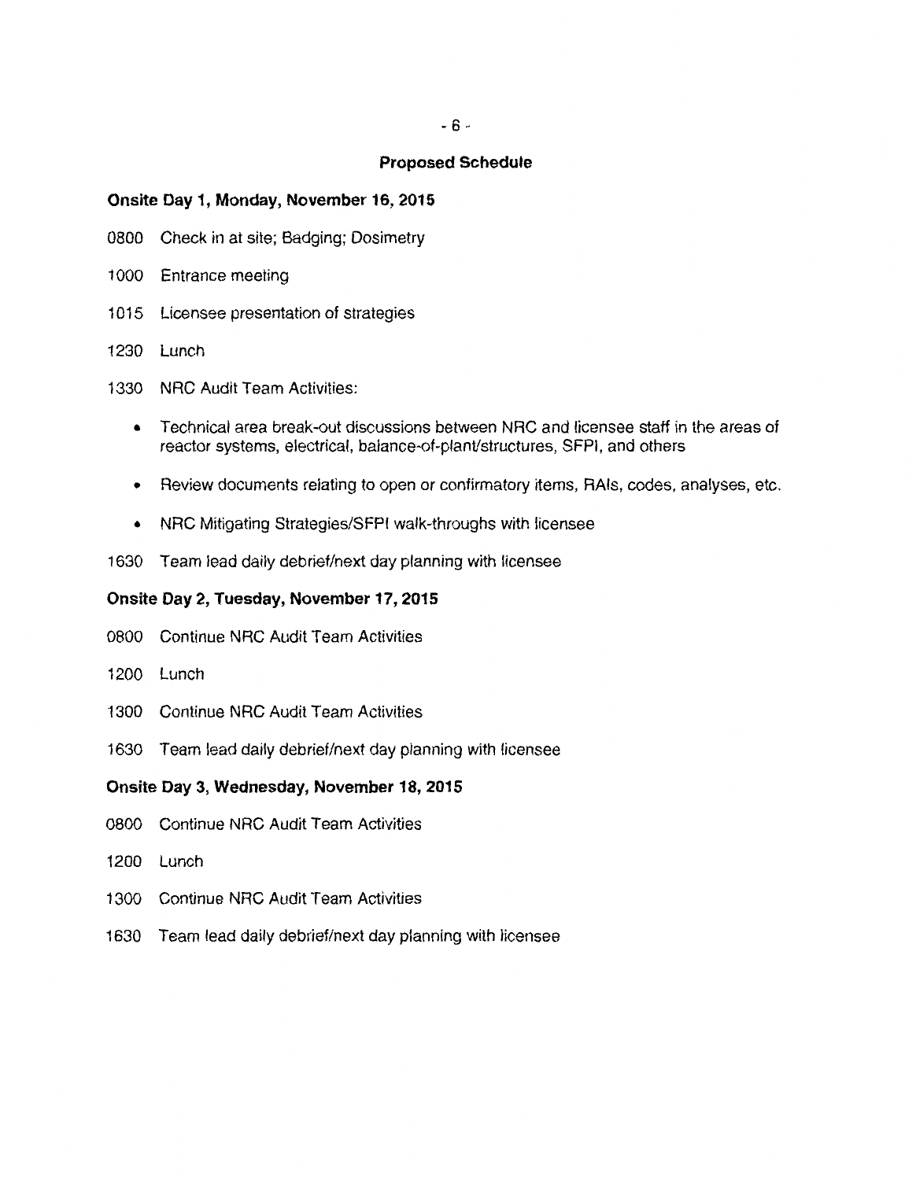## Proposed Schedule

### Onsite Day 1, Monday, November 16, 2015

0800 Check in at site; Badging; Dosimetry

1000 Entrance meeting

1015 Licensee presentation of strategies

1230 Lunch

1330 NRC Audit Team Activities:

- Technical area break-out discussions between NRC and licensee staff in the areas of reactor systems, electrical, balance-of-plant/structures, SFPI, and others
- Review documents relating to open or confirmatory items, RAIs, codes, analyses, etc.
- NRC Mitigating Strategies/SFPI walk-throughs with licensee

1630 Team lead daily debrief/next day planning with licensee

### Onsite Day 2, Tuesday, November 17, 2015

0800 Continue NRC Audit Team Activities

1200 Lunch

1300 Continue NRC Audit Team Activities

1630 Team lead daily debrief/next day planning with licensee

### Onsite Day 3, Wednesday, November 18, 2015

0800 Continue NRC Audit Team Activities

1200 Lunch

1300 Continue NRC Audit Team Activities

1630 Team lead daily debrief/next day planning with licensee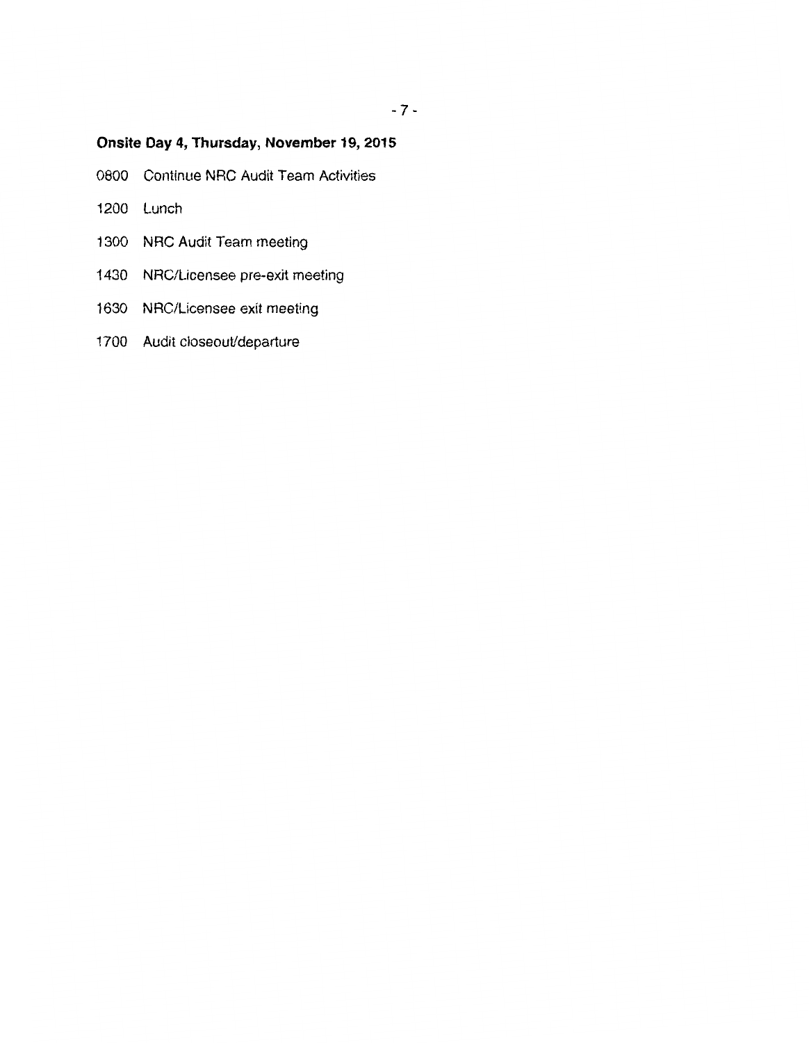**Onsite Day 4, Thursday, November 19, 2015**

0800 Continue NRC Audit Team Activities

1200 Lunch

1300 NRC Audit Team meeting

1430 NRC/Licensee pre-exit meeting

1630 NRC/Licensee exit meeting

1700 Audit closeout/departure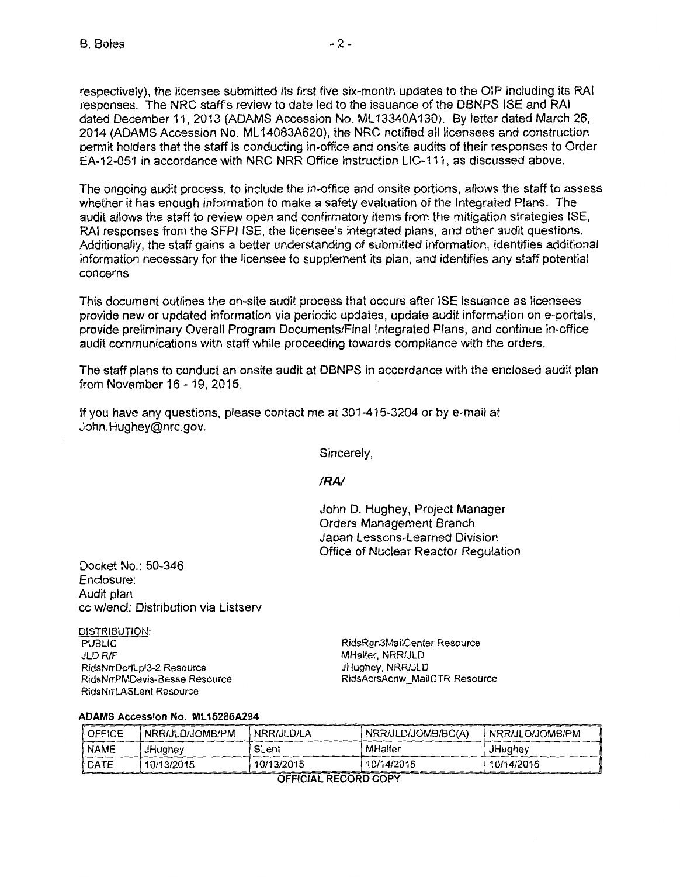respectively), the licensee submitted its first five six-month updates to the OIP including its RAI responses. The NRC staff's review to date led to the issuance of the DBNPS ISE and RAI dated December 11, 2013 (ADAMS Accession No. ML13340A130). By letter dated March 26, 2014 (ADAMS Accession No. ML14083A620), the NRC notified all licensees and construction permit holders that the staff is conducting in-office and onsite audits of their responses to Order EA-12-051 in accordance with NRC NRR Office Instruction LIC-111, as discussed above.

The ongoing audit process, to include the in-office and onsite portions, allows the staff to assess whether it has enough information to make a safety evaluation of the Integrated Plans. The audit allows the staff to review open and confirmatory items from the mitigation strategies ISE, RAI responses from the SFPI ISE, the licensee's integrated plans, and other audit questions. Additionally, the staff gains a better understanding of submitted information, identifies additional information necessary for the licensee to supplement its plan, and identifies any staff potential concerns.

This document outlines the on-site audit process that occurs after ISE issuance as licensees provide new or updated information via periodic updates, update audit information on e-portals, provide preliminary Overall Program Documents/Final Integrated Plans, and continue in-office audit communications with staff while proceeding towards compliance with the orders.

The staff plans to conduct an onsite audit at DBNPS in accordance with the enclosed audit plan from November 16 - 19, 2015.

If you have any questions, please contact me at 301-415-3204 or by e-mail at John.Hughey@nrc.gov.

Sincerely,

*/RA/*

John D. Hughey, Project Manager
Orders Management Branch
Japan Lessons-Learned Division
Office of Nuclear Reactor Regulation

Docket No.: 50-346
Enclosure:
Audit plan
cc w/encl: Distribution via Listserv

DISTRIBUTION:
PUBLIC
JLD R/F
RidsNrrDorlLpl3-2 Resource
RidsNrrPMDavis-Besse Resource
RidsNrrLASLent Resource
RidsRgn3MailCenter Resource
MHalter, NRR/JLD
JHughey, NRR/JLD
RidsAcrsAcnw_MailCTR Resource

**ADAMS Accession No. ML15286A294**

| OFFICE | NRR/JLD/JOMB/PM | NRR/JLD/LA | NRR/JLD/JOMB/BC(A) | NRR/JLD/JOMB/PM |
|---|---|---|---|---|
| NAME | JHughey | SLent | MHalter | JHughey |
| DATE | 10/13/2015 | 10/13/2015 | 10/14/2015 | 10/14/2015 |

**OFFICIAL RECORD COPY**